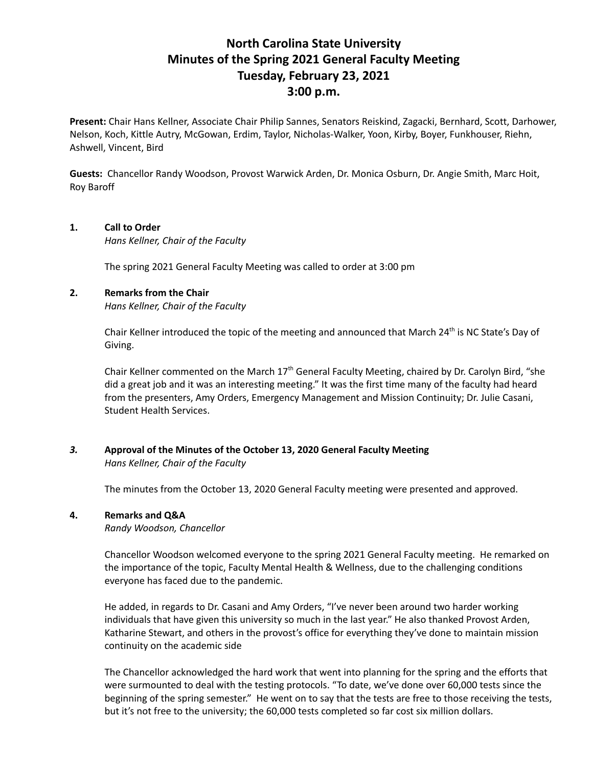# North Carolina State University
# Minutes of the Spring 2021 General Faculty Meeting
# Tuesday, February 23, 2021
# 3:00 p.m.

**Present:** Chair Hans Kellner, Associate Chair Philip Sannes, Senators Reiskind, Zagacki, Bernhard, Scott, Darhower, Nelson, Koch, Kittle Autry, McGowan, Erdim, Taylor, Nicholas-Walker, Yoon, Kirby, Boyer, Funkhouser, Riehn, Ashwell, Vincent, Bird

**Guests:** Chancellor Randy Woodson, Provost Warwick Arden, Dr. Monica Osburn, Dr. Angie Smith, Marc Hoit, Roy Baroff

## 1. Call to Order

*Hans Kellner, Chair of the Faculty*

The spring 2021 General Faculty Meeting was called to order at 3:00 pm

## 2. Remarks from the Chair

*Hans Kellner, Chair of the Faculty*

Chair Kellner introduced the topic of the meeting and announced that March 24th is NC State's Day of Giving.

Chair Kellner commented on the March 17th General Faculty Meeting, chaired by Dr. Carolyn Bird, "she did a great job and it was an interesting meeting." It was the first time many of the faculty had heard from the presenters, Amy Orders, Emergency Management and Mission Continuity; Dr. Julie Casani, Student Health Services.

## *3.* Approval of the Minutes of the October 13, 2020 General Faculty Meeting

*Hans Kellner, Chair of the Faculty*

The minutes from the October 13, 2020 General Faculty meeting were presented and approved.

## 4. Remarks and Q&A

*Randy Woodson, Chancellor*

Chancellor Woodson welcomed everyone to the spring 2021 General Faculty meeting. He remarked on the importance of the topic, Faculty Mental Health & Wellness, due to the challenging conditions everyone has faced due to the pandemic.

He added, in regards to Dr. Casani and Amy Orders, "I've never been around two harder working individuals that have given this university so much in the last year." He also thanked Provost Arden, Katharine Stewart, and others in the provost's office for everything they've done to maintain mission continuity on the academic side

The Chancellor acknowledged the hard work that went into planning for the spring and the efforts that were surmounted to deal with the testing protocols. "To date, we've done over 60,000 tests since the beginning of the spring semester." He went on to say that the tests are free to those receiving the tests, but it's not free to the university; the 60,000 tests completed so far cost six million dollars.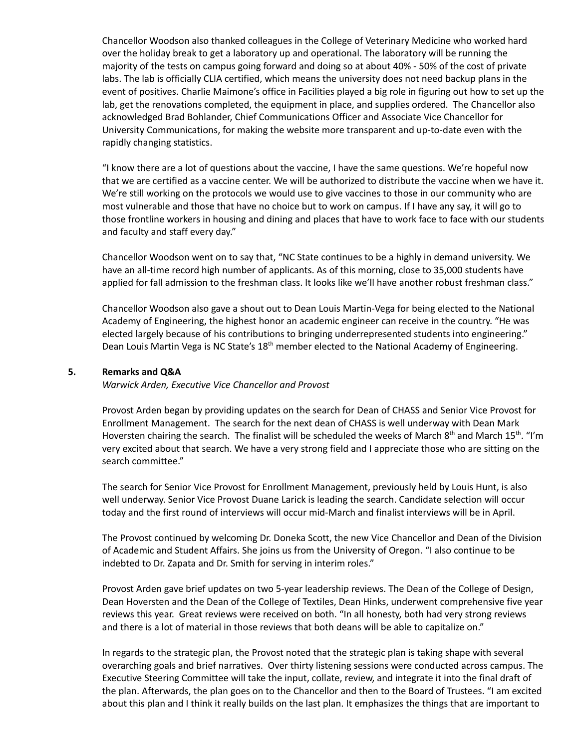Chancellor Woodson also thanked colleagues in the College of Veterinary Medicine who worked hard over the holiday break to get a laboratory up and operational. The laboratory will be running the majority of the tests on campus going forward and doing so at about 40% - 50% of the cost of private labs. The lab is officially CLIA certified, which means the university does not need backup plans in the event of positives. Charlie Maimone's office in Facilities played a big role in figuring out how to set up the lab, get the renovations completed, the equipment in place, and supplies ordered. The Chancellor also acknowledged Brad Bohlander, Chief Communications Officer and Associate Vice Chancellor for University Communications, for making the website more transparent and up-to-date even with the rapidly changing statistics.

"I know there are a lot of questions about the vaccine, I have the same questions. We're hopeful now that we are certified as a vaccine center. We will be authorized to distribute the vaccine when we have it. We're still working on the protocols we would use to give vaccines to those in our community who are most vulnerable and those that have no choice but to work on campus. If I have any say, it will go to those frontline workers in housing and dining and places that have to work face to face with our students and faculty and staff every day."

Chancellor Woodson went on to say that, "NC State continues to be a highly in demand university. We have an all-time record high number of applicants. As of this morning, close to 35,000 students have applied for fall admission to the freshman class. It looks like we'll have another robust freshman class."

Chancellor Woodson also gave a shout out to Dean Louis Martin-Vega for being elected to the National Academy of Engineering, the highest honor an academic engineer can receive in the country. "He was elected largely because of his contributions to bringing underrepresented students into engineering." Dean Louis Martin Vega is NC State's 18th member elected to the National Academy of Engineering.

## 5. Remarks and Q&A

*Warwick Arden, Executive Vice Chancellor and Provost*

Provost Arden began by providing updates on the search for Dean of CHASS and Senior Vice Provost for Enrollment Management. The search for the next dean of CHASS is well underway with Dean Mark Hoversten chairing the search. The finalist will be scheduled the weeks of March 8th and March 15th. "I'm very excited about that search. We have a very strong field and I appreciate those who are sitting on the search committee."

The search for Senior Vice Provost for Enrollment Management, previously held by Louis Hunt, is also well underway. Senior Vice Provost Duane Larick is leading the search. Candidate selection will occur today and the first round of interviews will occur mid-March and finalist interviews will be in April.

The Provost continued by welcoming Dr. Doneka Scott, the new Vice Chancellor and Dean of the Division of Academic and Student Affairs. She joins us from the University of Oregon. "I also continue to be indebted to Dr. Zapata and Dr. Smith for serving in interim roles."

Provost Arden gave brief updates on two 5-year leadership reviews. The Dean of the College of Design, Dean Hoversten and the Dean of the College of Textiles, Dean Hinks, underwent comprehensive five year reviews this year. Great reviews were received on both. "In all honesty, both had very strong reviews and there is a lot of material in those reviews that both deans will be able to capitalize on."

In regards to the strategic plan, the Provost noted that the strategic plan is taking shape with several overarching goals and brief narratives. Over thirty listening sessions were conducted across campus. The Executive Steering Committee will take the input, collate, review, and integrate it into the final draft of the plan. Afterwards, the plan goes on to the Chancellor and then to the Board of Trustees. "I am excited about this plan and I think it really builds on the last plan. It emphasizes the things that are important to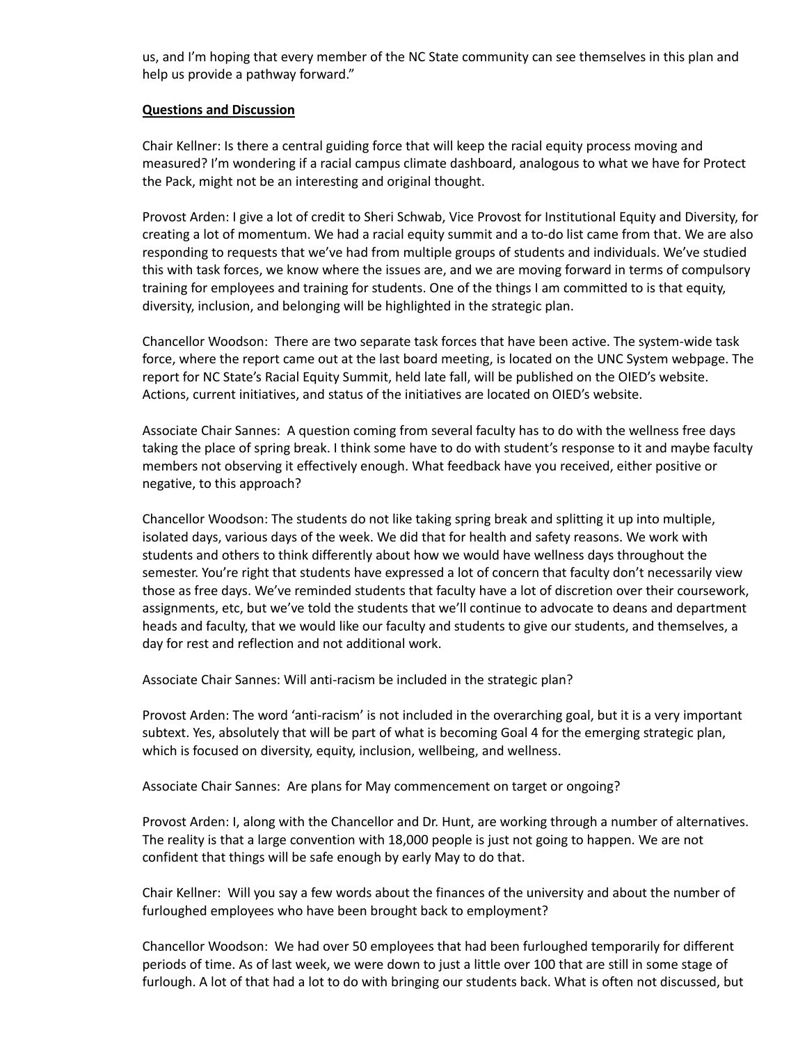us, and I'm hoping that every member of the NC State community can see themselves in this plan and help us provide a pathway forward."

**Questions and Discussion**

Chair Kellner: Is there a central guiding force that will keep the racial equity process moving and measured? I'm wondering if a racial campus climate dashboard, analogous to what we have for Protect the Pack, might not be an interesting and original thought.

Provost Arden: I give a lot of credit to Sheri Schwab, Vice Provost for Institutional Equity and Diversity, for creating a lot of momentum. We had a racial equity summit and a to-do list came from that. We are also responding to requests that we've had from multiple groups of students and individuals. We've studied this with task forces, we know where the issues are, and we are moving forward in terms of compulsory training for employees and training for students. One of the things I am committed to is that equity, diversity, inclusion, and belonging will be highlighted in the strategic plan.

Chancellor Woodson: There are two separate task forces that have been active. The system-wide task force, where the report came out at the last board meeting, is located on the UNC System webpage. The report for NC State's Racial Equity Summit, held late fall, will be published on the OIED's website. Actions, current initiatives, and status of the initiatives are located on OIED's website.

Associate Chair Sannes: A question coming from several faculty has to do with the wellness free days taking the place of spring break. I think some have to do with student's response to it and maybe faculty members not observing it effectively enough. What feedback have you received, either positive or negative, to this approach?

Chancellor Woodson: The students do not like taking spring break and splitting it up into multiple, isolated days, various days of the week. We did that for health and safety reasons. We work with students and others to think differently about how we would have wellness days throughout the semester. You're right that students have expressed a lot of concern that faculty don't necessarily view those as free days. We've reminded students that faculty have a lot of discretion over their coursework, assignments, etc, but we've told the students that we'll continue to advocate to deans and department heads and faculty, that we would like our faculty and students to give our students, and themselves, a day for rest and reflection and not additional work.

Associate Chair Sannes: Will anti-racism be included in the strategic plan?

Provost Arden: The word 'anti-racism' is not included in the overarching goal, but it is a very important subtext. Yes, absolutely that will be part of what is becoming Goal 4 for the emerging strategic plan, which is focused on diversity, equity, inclusion, wellbeing, and wellness.

Associate Chair Sannes: Are plans for May commencement on target or ongoing?

Provost Arden: I, along with the Chancellor and Dr. Hunt, are working through a number of alternatives. The reality is that a large convention with 18,000 people is just not going to happen. We are not confident that things will be safe enough by early May to do that.

Chair Kellner: Will you say a few words about the finances of the university and about the number of furloughed employees who have been brought back to employment?

Chancellor Woodson: We had over 50 employees that had been furloughed temporarily for different periods of time. As of last week, we were down to just a little over 100 that are still in some stage of furlough. A lot of that had a lot to do with bringing our students back. What is often not discussed, but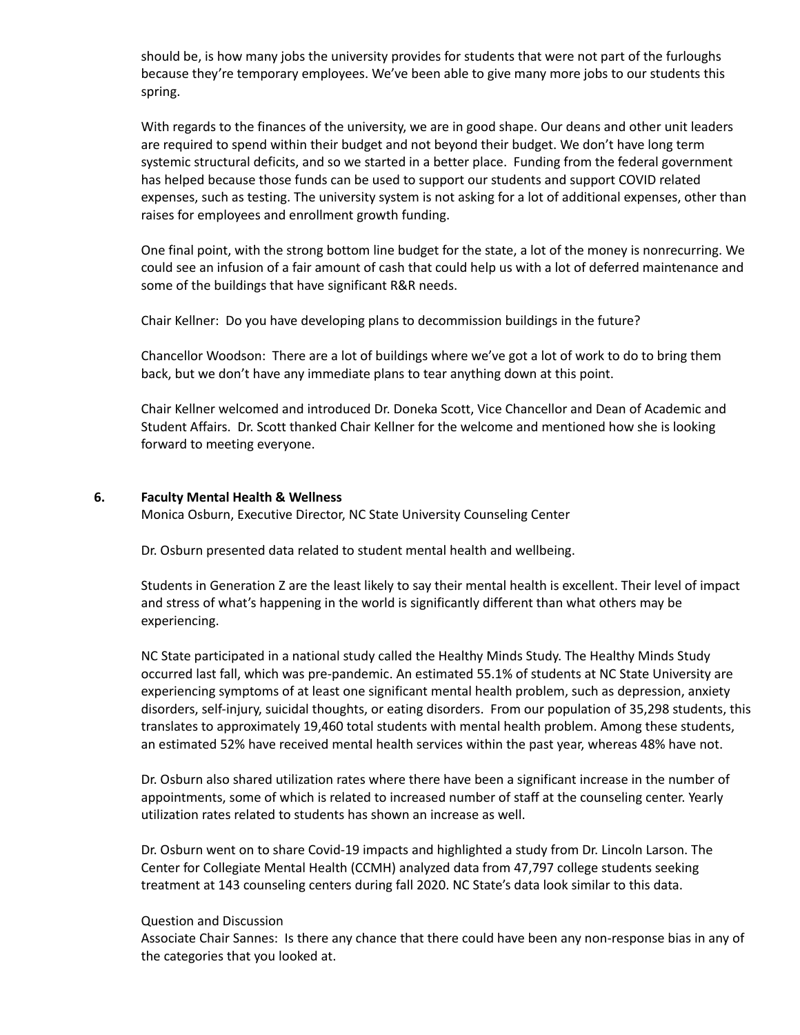should be, is how many jobs the university provides for students that were not part of the furloughs because they're temporary employees. We've been able to give many more jobs to our students this spring.

With regards to the finances of the university, we are in good shape. Our deans and other unit leaders are required to spend within their budget and not beyond their budget. We don't have long term systemic structural deficits, and so we started in a better place. Funding from the federal government has helped because those funds can be used to support our students and support COVID related expenses, such as testing. The university system is not asking for a lot of additional expenses, other than raises for employees and enrollment growth funding.

One final point, with the strong bottom line budget for the state, a lot of the money is nonrecurring. We could see an infusion of a fair amount of cash that could help us with a lot of deferred maintenance and some of the buildings that have significant R&R needs.

Chair Kellner: Do you have developing plans to decommission buildings in the future?

Chancellor Woodson: There are a lot of buildings where we've got a lot of work to do to bring them back, but we don't have any immediate plans to tear anything down at this point.

Chair Kellner welcomed and introduced Dr. Doneka Scott, Vice Chancellor and Dean of Academic and Student Affairs. Dr. Scott thanked Chair Kellner for the welcome and mentioned how she is looking forward to meeting everyone.

**6. Faculty Mental Health & Wellness**

Monica Osburn, Executive Director, NC State University Counseling Center

Dr. Osburn presented data related to student mental health and wellbeing.

Students in Generation Z are the least likely to say their mental health is excellent. Their level of impact and stress of what's happening in the world is significantly different than what others may be experiencing.

NC State participated in a national study called the Healthy Minds Study. The Healthy Minds Study occurred last fall, which was pre-pandemic. An estimated 55.1% of students at NC State University are experiencing symptoms of at least one significant mental health problem, such as depression, anxiety disorders, self-injury, suicidal thoughts, or eating disorders. From our population of 35,298 students, this translates to approximately 19,460 total students with mental health problem. Among these students, an estimated 52% have received mental health services within the past year, whereas 48% have not.

Dr. Osburn also shared utilization rates where there have been a significant increase in the number of appointments, some of which is related to increased number of staff at the counseling center. Yearly utilization rates related to students has shown an increase as well.

Dr. Osburn went on to share Covid-19 impacts and highlighted a study from Dr. Lincoln Larson. The Center for Collegiate Mental Health (CCMH) analyzed data from 47,797 college students seeking treatment at 143 counseling centers during fall 2020. NC State's data look similar to this data.

Question and Discussion

Associate Chair Sannes: Is there any chance that there could have been any non-response bias in any of the categories that you looked at.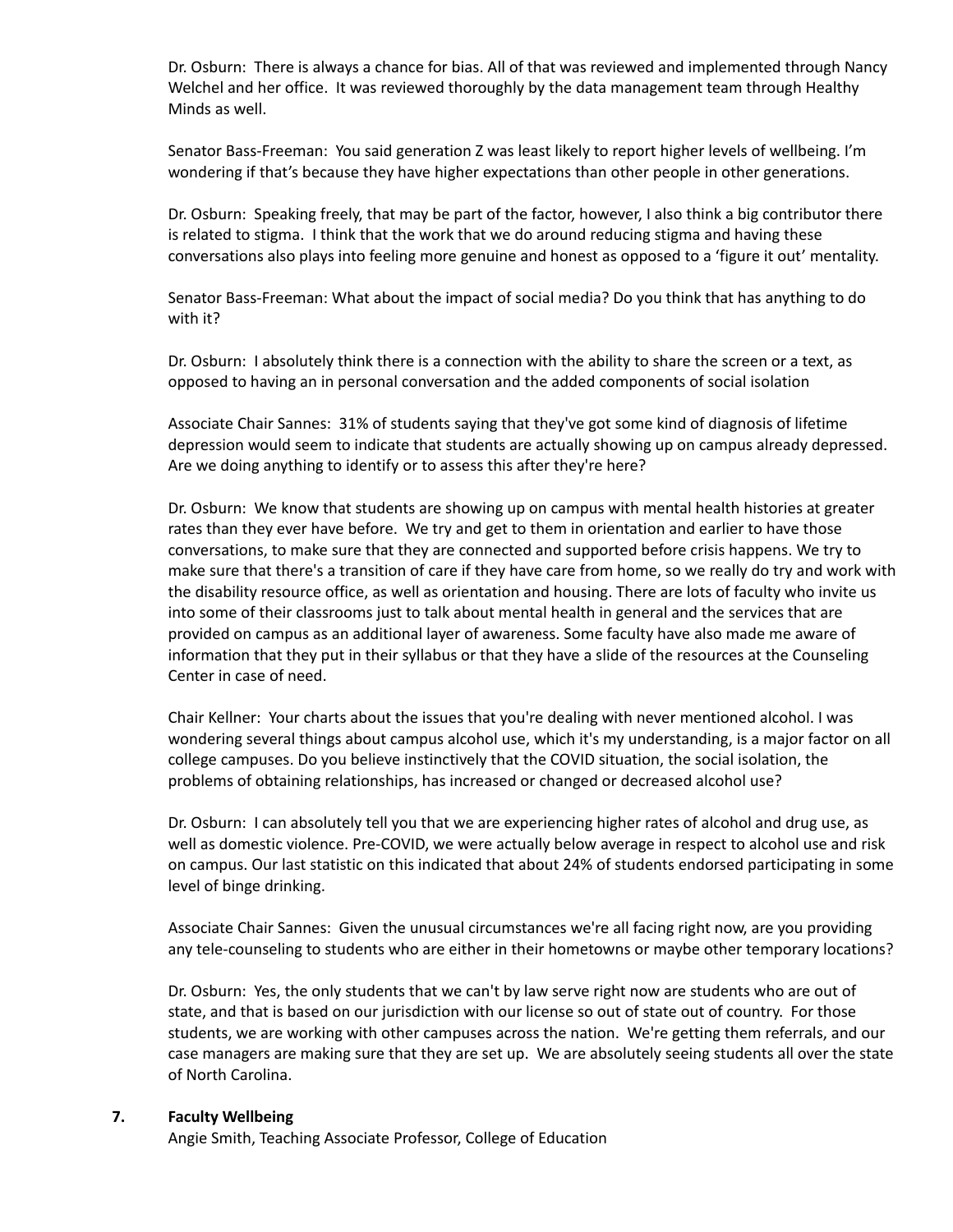Dr. Osburn: There is always a chance for bias. All of that was reviewed and implemented through Nancy Welchel and her office. It was reviewed thoroughly by the data management team through Healthy Minds as well.

Senator Bass-Freeman: You said generation Z was least likely to report higher levels of wellbeing. I'm wondering if that's because they have higher expectations than other people in other generations.

Dr. Osburn: Speaking freely, that may be part of the factor, however, I also think a big contributor there is related to stigma. I think that the work that we do around reducing stigma and having these conversations also plays into feeling more genuine and honest as opposed to a 'figure it out' mentality.

Senator Bass-Freeman: What about the impact of social media? Do you think that has anything to do with it?

Dr. Osburn: I absolutely think there is a connection with the ability to share the screen or a text, as opposed to having an in personal conversation and the added components of social isolation

Associate Chair Sannes: 31% of students saying that they've got some kind of diagnosis of lifetime depression would seem to indicate that students are actually showing up on campus already depressed. Are we doing anything to identify or to assess this after they're here?

Dr. Osburn: We know that students are showing up on campus with mental health histories at greater rates than they ever have before. We try and get to them in orientation and earlier to have those conversations, to make sure that they are connected and supported before crisis happens. We try to make sure that there's a transition of care if they have care from home, so we really do try and work with the disability resource office, as well as orientation and housing. There are lots of faculty who invite us into some of their classrooms just to talk about mental health in general and the services that are provided on campus as an additional layer of awareness. Some faculty have also made me aware of information that they put in their syllabus or that they have a slide of the resources at the Counseling Center in case of need.

Chair Kellner: Your charts about the issues that you're dealing with never mentioned alcohol. I was wondering several things about campus alcohol use, which it's my understanding, is a major factor on all college campuses. Do you believe instinctively that the COVID situation, the social isolation, the problems of obtaining relationships, has increased or changed or decreased alcohol use?

Dr. Osburn: I can absolutely tell you that we are experiencing higher rates of alcohol and drug use, as well as domestic violence. Pre-COVID, we were actually below average in respect to alcohol use and risk on campus. Our last statistic on this indicated that about 24% of students endorsed participating in some level of binge drinking.

Associate Chair Sannes: Given the unusual circumstances we're all facing right now, are you providing any tele-counseling to students who are either in their hometowns or maybe other temporary locations?

Dr. Osburn: Yes, the only students that we can't by law serve right now are students who are out of state, and that is based on our jurisdiction with our license so out of state out of country. For those students, we are working with other campuses across the nation. We're getting them referrals, and our case managers are making sure that they are set up. We are absolutely seeing students all over the state of North Carolina.

**7. Faculty Wellbeing**

Angie Smith, Teaching Associate Professor, College of Education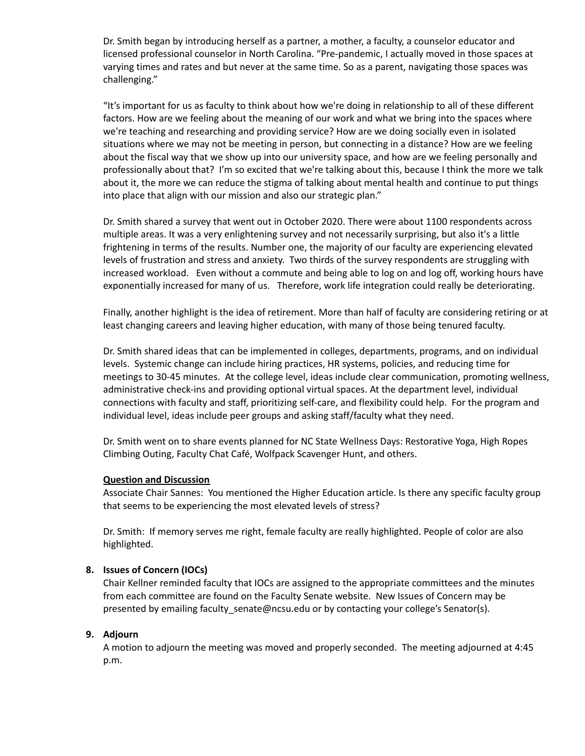Dr. Smith began by introducing herself as a partner, a mother, a faculty, a counselor educator and licensed professional counselor in North Carolina. “Pre-pandemic, I actually moved in those spaces at varying times and rates and but never at the same time. So as a parent, navigating those spaces was challenging.”

“It’s important for us as faculty to think about how we're doing in relationship to all of these different factors. How are we feeling about the meaning of our work and what we bring into the spaces where we're teaching and researching and providing service? How are we doing socially even in isolated situations where we may not be meeting in person, but connecting in a distance? How are we feeling about the fiscal way that we show up into our university space, and how are we feeling personally and professionally about that? I’m so excited that we're talking about this, because I think the more we talk about it, the more we can reduce the stigma of talking about mental health and continue to put things into place that align with our mission and also our strategic plan.”

Dr. Smith shared a survey that went out in October 2020. There were about 1100 respondents across multiple areas. It was a very enlightening survey and not necessarily surprising, but also it's a little frightening in terms of the results. Number one, the majority of our faculty are experiencing elevated levels of frustration and stress and anxiety. Two thirds of the survey respondents are struggling with increased workload. Even without a commute and being able to log on and log off, working hours have exponentially increased for many of us. Therefore, work life integration could really be deteriorating.

Finally, another highlight is the idea of retirement. More than half of faculty are considering retiring or at least changing careers and leaving higher education, with many of those being tenured faculty.

Dr. Smith shared ideas that can be implemented in colleges, departments, programs, and on individual levels. Systemic change can include hiring practices, HR systems, policies, and reducing time for meetings to 30-45 minutes. At the college level, ideas include clear communication, promoting wellness, administrative check-ins and providing optional virtual spaces. At the department level, individual connections with faculty and staff, prioritizing self-care, and flexibility could help. For the program and individual level, ideas include peer groups and asking staff/faculty what they need.

Dr. Smith went on to share events planned for NC State Wellness Days: Restorative Yoga, High Ropes Climbing Outing, Faculty Chat Café, Wolfpack Scavenger Hunt, and others.

**Question and Discussion**

Associate Chair Sannes: You mentioned the Higher Education article. Is there any specific faculty group that seems to be experiencing the most elevated levels of stress?

Dr. Smith: If memory serves me right, female faculty are really highlighted. People of color are also highlighted.

**8. Issues of Concern (IOCs)**

Chair Kellner reminded faculty that IOCs are assigned to the appropriate committees and the minutes from each committee are found on the Faculty Senate website. New Issues of Concern may be presented by emailing faculty_senate@ncsu.edu or by contacting your college’s Senator(s).

**9. Adjourn**

A motion to adjourn the meeting was moved and properly seconded. The meeting adjourned at 4:45 p.m.